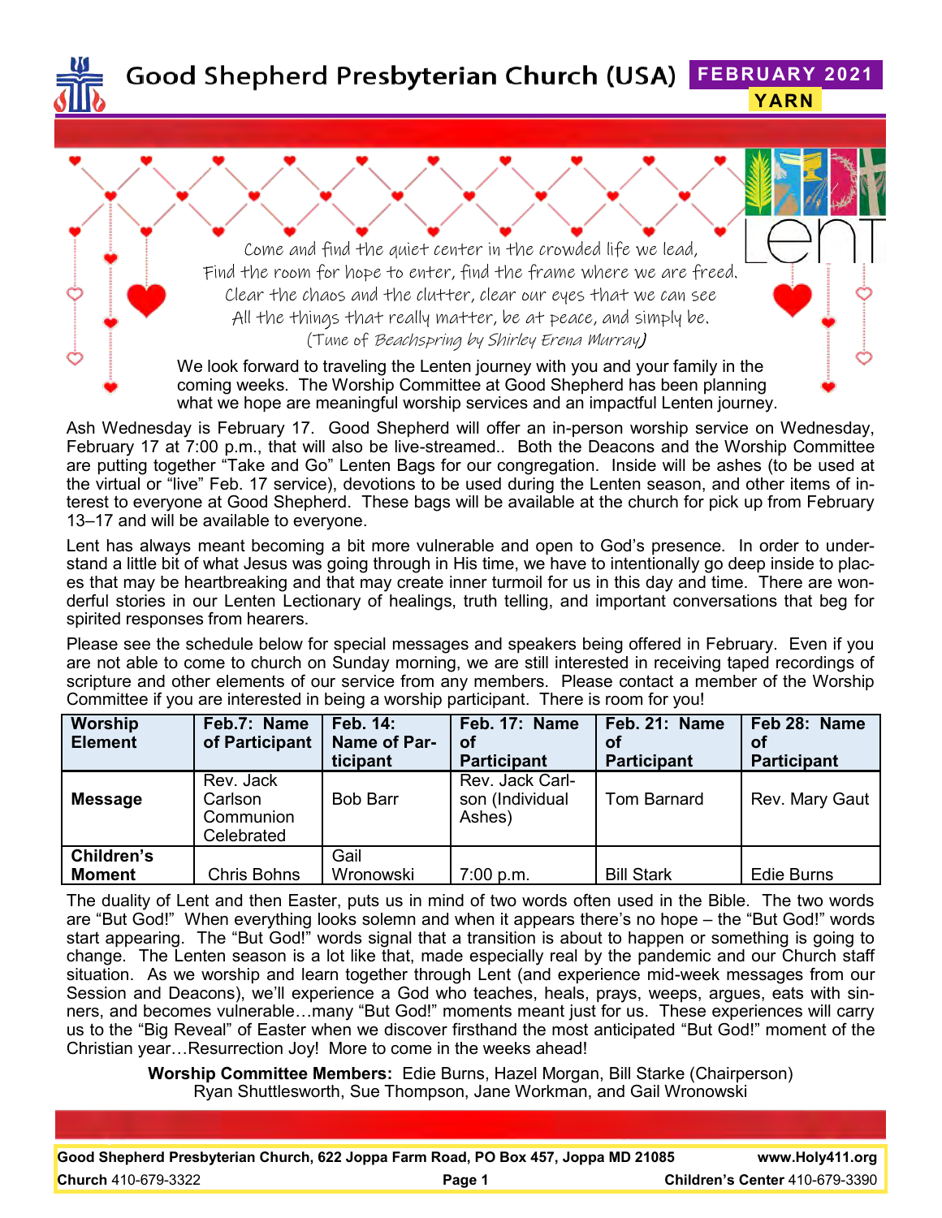# Good Shepherd Presbyterian Church (USA)

**FEBRUARY 2021**
**YARN**

Come and find the quiet center in the crowded life we lead,
Find the room for hope to enter, find the frame where we are freed.
Clear the chaos and the clutter, clear our eyes that we can see
All the things that really matter, be at peace, and simply be.
(Tune of *Beachspring* by Shirley Erena Murray)

We look forward to traveling the Lenten journey with you and your family in the coming weeks. The Worship Committee at Good Shepherd has been planning what we hope are meaningful worship services and an impactful Lenten journey.

Ash Wednesday is February 17. Good Shepherd will offer an in-person worship service on Wednesday, February 17 at 7:00 p.m., that will also be live-streamed.. Both the Deacons and the Worship Committee are putting together "Take and Go" Lenten Bags for our congregation. Inside will be ashes (to be used at the virtual or "live" Feb. 17 service), devotions to be used during the Lenten season, and other items of interest to everyone at Good Shepherd. These bags will be available at the church for pick up from February 13–17 and will be available to everyone.

Lent has always meant becoming a bit more vulnerable and open to God's presence. In order to understand a little bit of what Jesus was going through in His time, we have to intentionally go deep inside to places that may be heartbreaking and that may create inner turmoil for us in this day and time. There are wonderful stories in our Lenten Lectionary of healings, truth telling, and important conversations that beg for spirited responses from hearers.

Please see the schedule below for special messages and speakers being offered in February. Even if you are not able to come to church on Sunday morning, we are still interested in receiving taped recordings of scripture and other elements of our service from any members. Please contact a member of the Worship Committee if you are interested in being a worship participant. There is room for you!

| Worship Element | Feb.7: Name of Participant | Feb. 14: Name of Participant | Feb. 17: Name of Participant | Feb. 21: Name of Participant | Feb 28: Name of Participant |
|---|---|---|---|---|---|
| **Message** | Rev. Jack Carlson Communion Celebrated | Bob Barr | Rev. Jack Carlson (Individual Ashes) | Tom Barnard | Rev. Mary Gaut |
| **Children's Moment** | Chris Bohns | Gail Wronowski | 7:00 p.m. | Bill Stark | Edie Burns |

The duality of Lent and then Easter, puts us in mind of two words often used in the Bible. The two words are "But God!" When everything looks solemn and when it appears there's no hope – the "But God!" words start appearing. The "But God!" words signal that a transition is about to happen or something is going to change. The Lenten season is a lot like that, made especially real by the pandemic and our Church staff situation. As we worship and learn together through Lent (and experience mid-week messages from our Session and Deacons), we'll experience a God who teaches, heals, prays, weeps, argues, eats with sinners, and becomes vulnerable…many "But God!" moments meant just for us. These experiences will carry us to the "Big Reveal" of Easter when we discover firsthand the most anticipated "But God!" moment of the Christian year…Resurrection Joy! More to come in the weeks ahead!

**Worship Committee Members:** Edie Burns, Hazel Morgan, Bill Starke (Chairperson) Ryan Shuttlesworth, Sue Thompson, Jane Workman, and Gail Wronowski

**Good Shepherd Presbyterian Church, 622 Joppa Farm Road, PO Box 457, Joppa MD 21085** **www.Holy411.org**
**Church** 410-679-3322 **Children's Center** 410-679-3390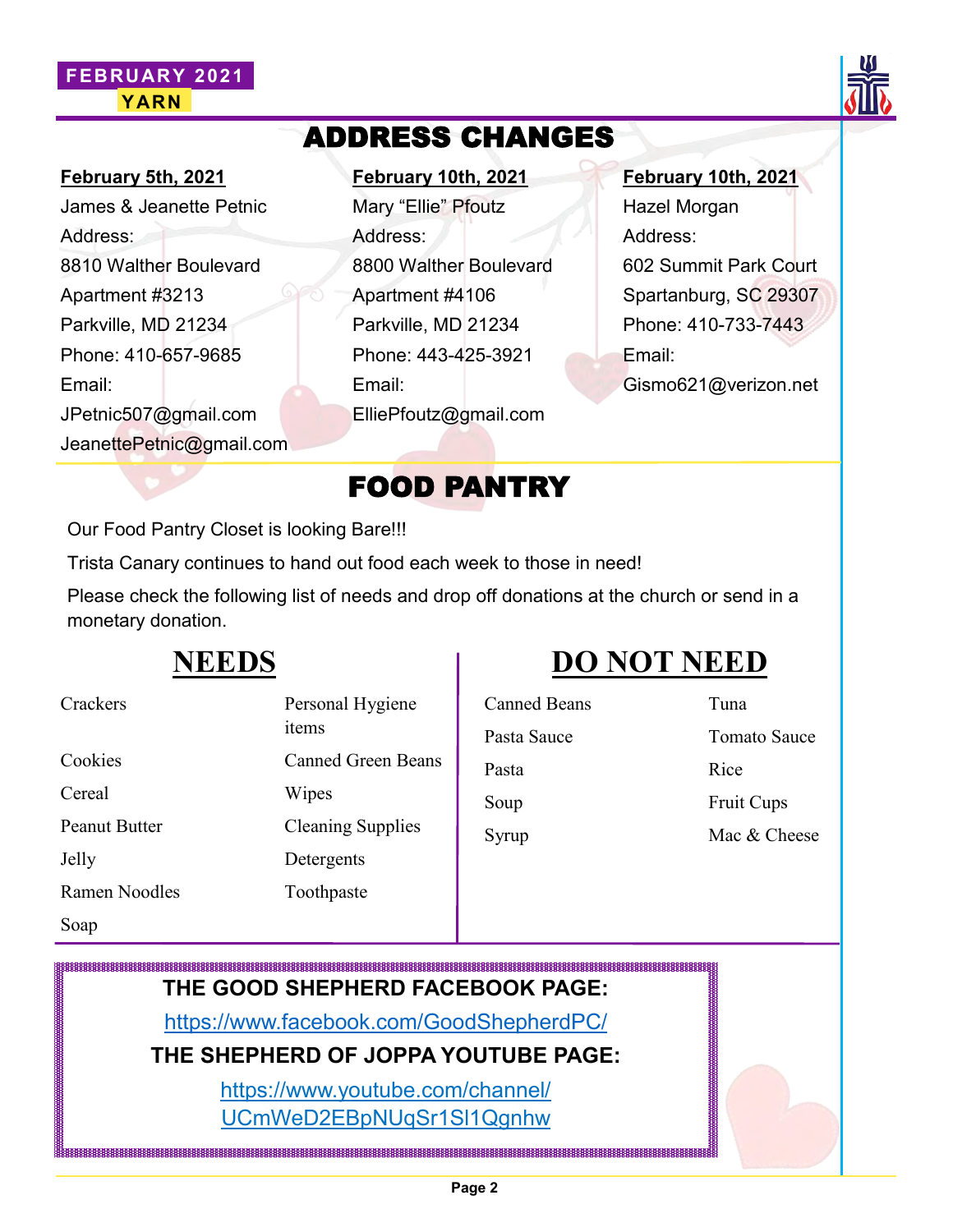# ADDRESS CHANGES

**February 5th, 2021**

James & Jeanette Petnic

Address:

8810 Walther Boulevard

Apartment #3213

Parkville, MD 21234

Phone: 410-657-9685

Email:

JPetnic507@gmail.com

JeanettePetnic@gmail.com

**February 10th, 2021**

Mary "Ellie" Pfoutz

Address:

8800 Walther Boulevard

Apartment #4106

Parkville, MD 21234

Phone: 443-425-3921

Email:

ElliePfoutz@gmail.com

**February 10th, 2021**

Hazel Morgan

Address:

602 Summit Park Court

Spartanburg, SC 29307

Phone: 410-733-7443

Email:

Gismo621@verizon.net

# FOOD PANTRY

Our Food Pantry Closet is looking Bare!!!

Trista Canary continues to hand out food each week to those in need!

Please check the following list of needs and drop off donations at the church or send in a monetary donation.

## NEEDS

- Crackers
- Cookies
- Cereal
- Peanut Butter
- Jelly
- Ramen Noodles
- Soap
- Personal Hygiene items
- Canned Green Beans
- Wipes
- Cleaning Supplies
- Detergents
- Toothpaste

## DO NOT NEED

- Canned Beans
- Pasta Sauce
- Pasta
- Soup
- Syrup
- Tuna
- Tomato Sauce
- Rice
- Fruit Cups
- Mac & Cheese

**THE GOOD SHEPHERD FACEBOOK PAGE:**

https://www.facebook.com/GoodShepherdPC/

**THE SHEPHERD OF JOPPA YOUTUBE PAGE:**

https://www.youtube.com/channel/UCmWeD2EBpNUqSr1Sl1Qgnhw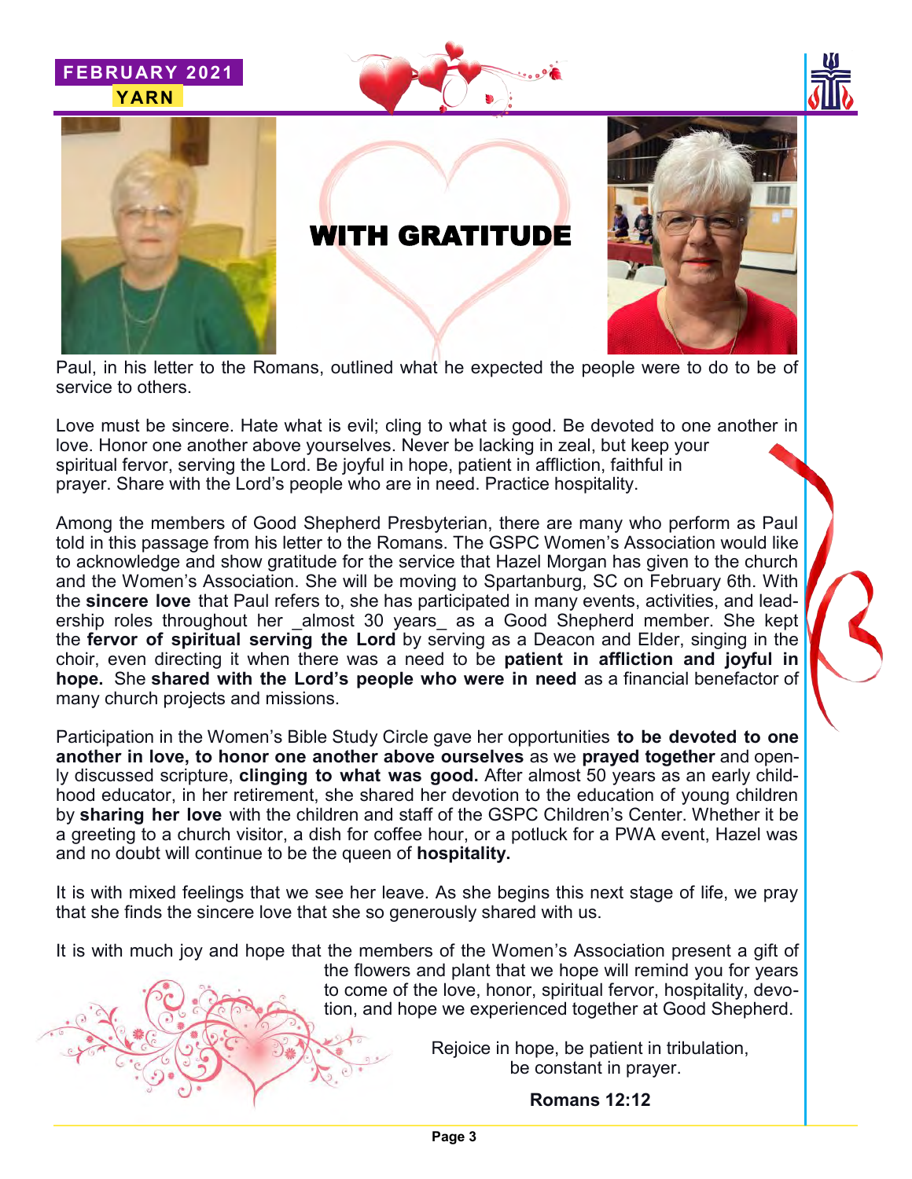# WITH GRATITUDE

Paul, in his letter to the Romans, outlined what he expected the people were to do to be of service to others.

Love must be sincere. Hate what is evil; cling to what is good. Be devoted to one another in love. Honor one another above yourselves. Never be lacking in zeal, but keep your spiritual fervor, serving the Lord. Be joyful in hope, patient in affliction, faithful in prayer. Share with the Lord's people who are in need. Practice hospitality.

Among the members of Good Shepherd Presbyterian, there are many who perform as Paul told in this passage from his letter to the Romans. The GSPC Women's Association would like to acknowledge and show gratitude for the service that Hazel Morgan has given to the church and the Women's Association. She will be moving to Spartanburg, SC on February 6th. With the **sincere love** that Paul refers to, she has participated in many events, activities, and leadership roles throughout her _almost 30 years_ as a Good Shepherd member. She kept the **fervor of spiritual serving the Lord** by serving as a Deacon and Elder, singing in the choir, even directing it when there was a need to be **patient in affliction and joyful in hope.** She **shared with the Lord's people who were in need** as a financial benefactor of many church projects and missions.

Participation in the Women's Bible Study Circle gave her opportunities **to be devoted to one another in love, to honor one another above ourselves** as we **prayed together** and openly discussed scripture, **clinging to what was good.** After almost 50 years as an early childhood educator, in her retirement, she shared her devotion to the education of young children by **sharing her love** with the children and staff of the GSPC Children's Center. Whether it be a greeting to a church visitor, a dish for coffee hour, or a potluck for a PWA event, Hazel was and no doubt will continue to be the queen of **hospitality.**

It is with mixed feelings that we see her leave. As she begins this next stage of life, we pray that she finds the sincere love that she so generously shared with us.

It is with much joy and hope that the members of the Women's Association present a gift of the flowers and plant that we hope will remind you for years to come of the love, honor, spiritual fervor, hospitality, devotion, and hope we experienced together at Good Shepherd.

Rejoice in hope, be patient in tribulation,
be constant in prayer.

**Romans 12:12**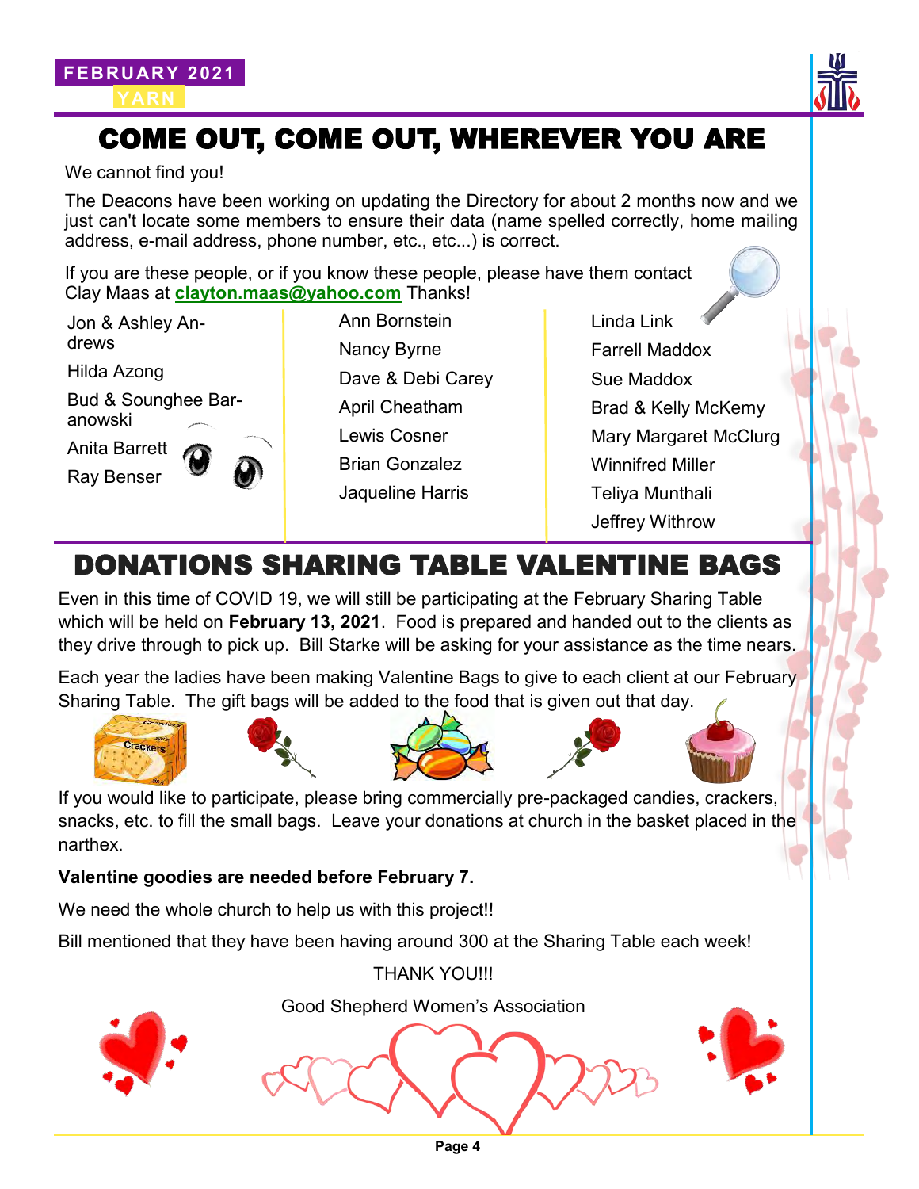# COME OUT, COME OUT, WHEREVER YOU ARE

We cannot find you!

The Deacons have been working on updating the Directory for about 2 months now and we just can't locate some members to ensure their data (name spelled correctly, home mailing address, e-mail address, phone number, etc., etc...) is correct.

If you are these people, or if you know these people, please have them contact Clay Maas at **clayton.maas@yahoo.com** Thanks!

- Jon & Ashley Andrews
- Hilda Azong
- Bud & Sounghee Baranowski
- Anita Barrett
- Ray Benser
- Ann Bornstein
- Nancy Byrne
- Dave & Debi Carey
- April Cheatham
- Lewis Cosner
- Brian Gonzalez
- Jaqueline Harris
- Linda Link
- Farrell Maddox
- Sue Maddox
- Brad & Kelly McKemy
- Mary Margaret McClurg
- Winnifred Miller
- Teliya Munthali
- Jeffrey Withrow

# DONATIONS SHARING TABLE VALENTINE BAGS

Even in this time of COVID 19, we will still be participating at the February Sharing Table which will be held on **February 13, 2021**. Food is prepared and handed out to the clients as they drive through to pick up. Bill Starke will be asking for your assistance as the time nears.

Each year the ladies have been making Valentine Bags to give to each client at our February Sharing Table. The gift bags will be added to the food that is given out that day.

If you would like to participate, please bring commercially pre-packaged candies, crackers, snacks, etc. to fill the small bags. Leave your donations at church in the basket placed in the narthex.

**Valentine goodies are needed before February 7.**

We need the whole church to help us with this project!!

Bill mentioned that they have been having around 300 at the Sharing Table each week!

THANK YOU!!!

Good Shepherd Women's Association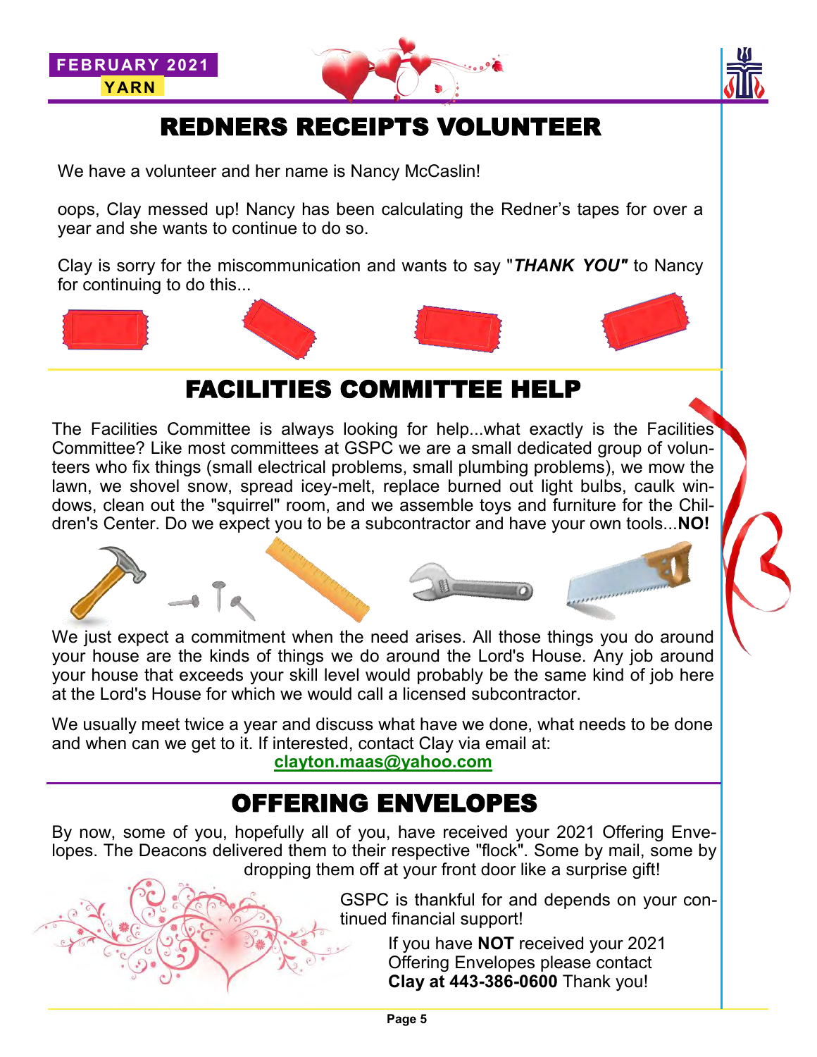## REDNERS RECEIPTS VOLUNTEER

We have a volunteer and her name is Nancy McCaslin!

oops, Clay messed up! Nancy has been calculating the Redner's tapes for over a year and she wants to continue to do so.

Clay is sorry for the miscommunication and wants to say "***THANK YOU"*** to Nancy for continuing to do this...

## FACILITIES COMMITTEE HELP

The Facilities Committee is always looking for help...what exactly is the Facilities Committee? Like most committees at GSPC we are a small dedicated group of volunteers who fix things (small electrical problems, small plumbing problems), we mow the lawn, we shovel snow, spread icey-melt, replace burned out light bulbs, caulk windows, clean out the "squirrel" room, and we assemble toys and furniture for the Children's Center. Do we expect you to be a subcontractor and have your own tools...**NO!**

We just expect a commitment when the need arises. All those things you do around your house are the kinds of things we do around the Lord's House. Any job around your house that exceeds your skill level would probably be the same kind of job here at the Lord's House for which we would call a licensed subcontractor.

We usually meet twice a year and discuss what have we done, what needs to be done and when can we get to it. If interested, contact Clay via email at: **clayton.maas@yahoo.com**

## OFFERING ENVELOPES

By now, some of you, hopefully all of you, have received your 2021 Offering Envelopes. The Deacons delivered them to their respective "flock". Some by mail, some by dropping them off at your front door like a surprise gift!

GSPC is thankful for and depends on your continued financial support!

If you have **NOT** received your 2021 Offering Envelopes please contact **Clay at 443-386-0600** Thank you!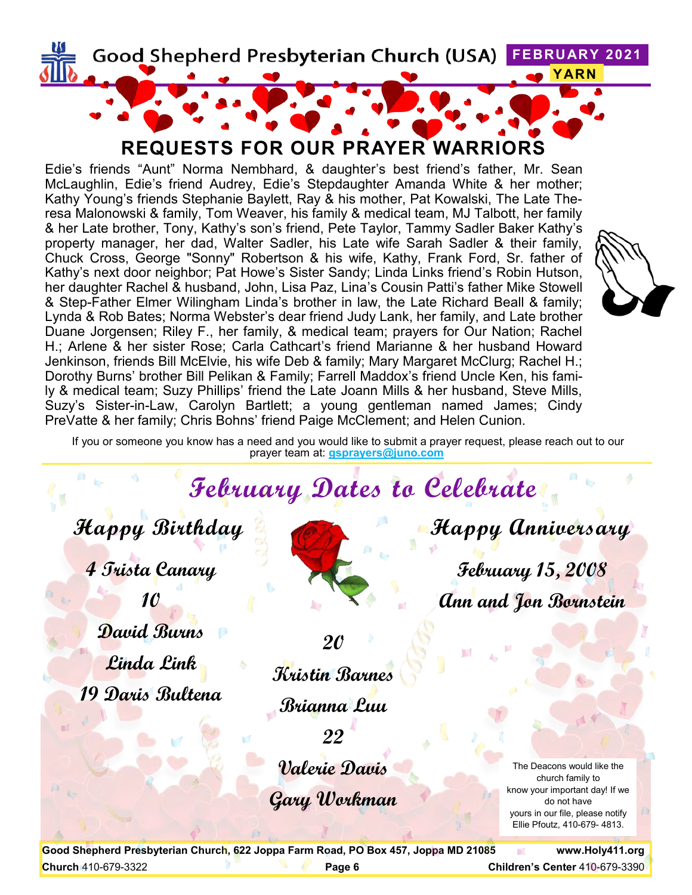## REQUESTS FOR OUR PRAYER WARRIORS

Edie's friends "Aunt" Norma Nembhard, & daughter's best friend's father, Mr. Sean McLaughlin, Edie's friend Audrey, Edie's Stepdaughter Amanda White & her mother; Kathy Young's friends Stephanie Baylett, Ray & his mother, Pat Kowalski, The Late Theresa Malonowski & family, Tom Weaver, his family & medical team, MJ Talbott, her family & her Late brother, Tony, Kathy's son's friend, Pete Taylor, Tammy Sadler Baker Kathy's property manager, her dad, Walter Sadler, his Late wife Sarah Sadler & their family, Chuck Cross, George "Sonny" Robertson & his wife, Kathy, Frank Ford, Sr. father of Kathy's next door neighbor; Pat Howe's Sister Sandy; Linda Links friend's Robin Hutson, her daughter Rachel & husband, John, Lisa Paz, Lina's Cousin Patti's father Mike Stowell & Step-Father Elmer Wilingham Linda's brother in law, the Late Richard Beall & family; Lynda & Rob Bates; Norma Webster's dear friend Judy Lank, her family, and Late brother Duane Jorgensen; Riley F., her family, & medical team; prayers for Our Nation; Rachel H.; Arlene & her sister Rose; Carla Cathcart's friend Marianne & her husband Howard Jenkinson, friends Bill McElvie, his wife Deb & family; Mary Margaret McClurg; Rachel H.; Dorothy Burns' brother Bill Pelikan & Family; Farrell Maddox's friend Uncle Ken, his family & medical team; Suzy Phillips' friend the Late Joann Mills & her husband, Steve Mills, Suzy's Sister-in-Law, Carolyn Bartlett; a young gentleman named James; Cindy PreVatte & her family; Chris Bohns' friend Paige McClement; and Helen Cunion.

If you or someone you know has a need and you would like to submit a prayer request, please reach out to our prayer team at: gsprayers@juno.com

## February Dates to Celebrate

### Happy Birthday

4 Trista Canary

10
David Burns
Linda Link

19 Davis Bultena

20
Kristin Barnes
Brianna Luu

22
Valerie Davis
Gary Workman

### Happy Anniversary

February 15, 2008
Ann and Jon Bornstein

The Deacons would like the church family to know your important day! If we do not have yours in our file, please notify Ellie Pfoutz, 410-679- 4813.